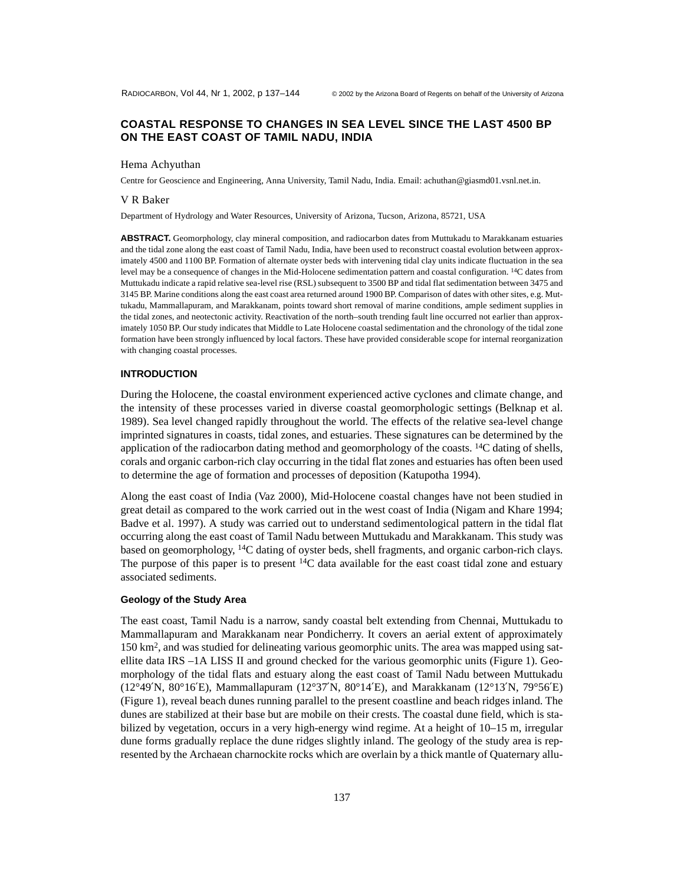# COASTAL RESPONSE TO CHANGES IN SEA LEVEL SINCE THE LAST 4500 BP ON THE EAST COAST OF TAMIL NADU, INDIA

Hema Achyuthan

Centre for Geoscience and Engineering, Anna University, Tamil Nadu, India. Email: achuthan@giasmd01.vsnl.net.in.

V R Baker

Department of Hydrology and Water Resources, University of Arizona, Tucson, Arizona, 85721, USA

**ABSTRACT.** Geomorphology, clay mineral composition, and radiocarbon dates from Muttukadu to Marakkanam estuaries and the tidal zone along the east coast of Tamil Nadu, India, have been used to reconstruct coastal evolution between approximately 4500 and 1100 BP. Formation of alternate oyster beds with intervening tidal clay units indicate fluctuation in the sea level may be a consequence of changes in the Mid-Holocene sedimentation pattern and coastal configuration. $^{14}$C dates from Muttukadu indicate a rapid relative sea-level rise (RSL) subsequent to 3500 BP and tidal flat sedimentation between 3475 and 3145 BP. Marine conditions along the east coast area returned around 1900 BP. Comparison of dates with other sites, e.g. Muttukadu, Mammallapuram, and Marakkanam, points toward short removal of marine conditions, ample sediment supplies in the tidal zones, and neotectonic activity. Reactivation of the north–south trending fault line occurred not earlier than approximately 1050 BP. Our study indicates that Middle to Late Holocene coastal sedimentation and the chronology of the tidal zone formation have been strongly influenced by local factors. These have provided considerable scope for internal reorganization with changing coastal processes.

## INTRODUCTION

During the Holocene, the coastal environment experienced active cyclones and climate change, and the intensity of these processes varied in diverse coastal geomorphologic settings (Belknap et al. 1989). Sea level changed rapidly throughout the world. The effects of the relative sea-level change imprinted signatures in coasts, tidal zones, and estuaries. These signatures can be determined by the application of the radiocarbon dating method and geomorphology of the coasts. $^{14}$C dating of shells, corals and organic carbon-rich clay occurring in the tidal flat zones and estuaries has often been used to determine the age of formation and processes of deposition (Katupotha 1994).

Along the east coast of India (Vaz 2000), Mid-Holocene coastal changes have not been studied in great detail as compared to the work carried out in the west coast of India (Nigam and Khare 1994; Badve et al. 1997). A study was carried out to understand sedimentological pattern in the tidal flat occurring along the east coast of Tamil Nadu between Muttukadu and Marakkanam. This study was based on geomorphology, $^{14}$C dating of oyster beds, shell fragments, and organic carbon-rich clays. The purpose of this paper is to present $^{14}$C data available for the east coast tidal zone and estuary associated sediments.

### Geology of the Study Area

The east coast, Tamil Nadu is a narrow, sandy coastal belt extending from Chennai, Muttukadu to Mammallapuram and Marakkanam near Pondicherry. It covers an aerial extent of approximately 150 km$^2$, and was studied for delineating various geomorphic units. The area was mapped using satellite data IRS –1A LISS II and ground checked for the various geomorphic units (Figure 1). Geomorphology of the tidal flats and estuary along the east coast of Tamil Nadu between Muttukadu (12°49′N, 80°16′E), Mammallapuram (12°37′N, 80°14′E), and Marakkanam (12°13′N, 79°56′E) (Figure 1), reveal beach dunes running parallel to the present coastline and beach ridges inland. The dunes are stabilized at their base but are mobile on their crests. The coastal dune field, which is stabilized by vegetation, occurs in a very high-energy wind regime. At a height of 10–15 m, irregular dune forms gradually replace the dune ridges slightly inland. The geology of the study area is represented by the Archaean charnockite rocks which are overlain by a thick mantle of Quaternary allu-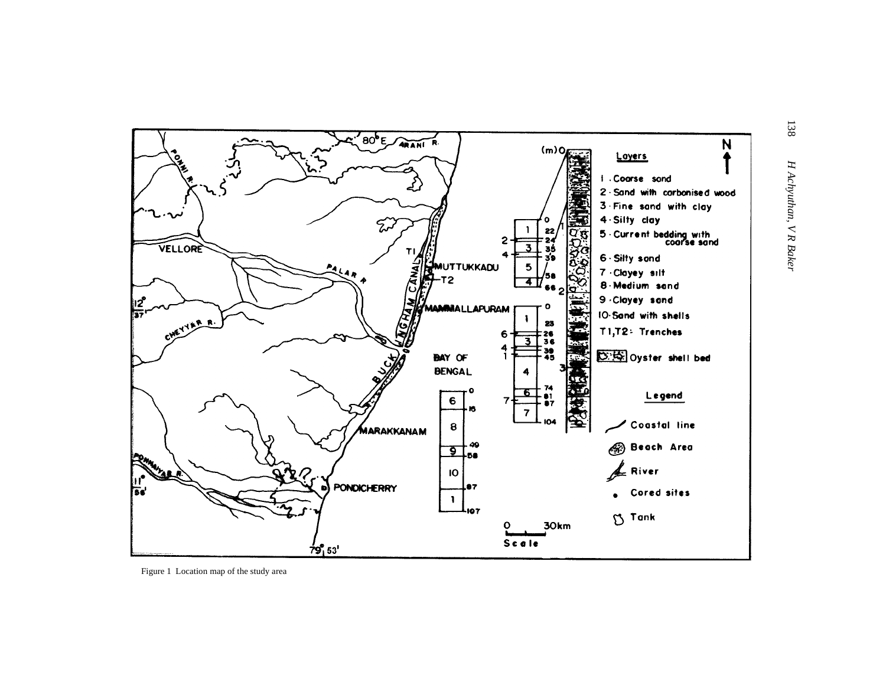Figure 1  Location map of the study area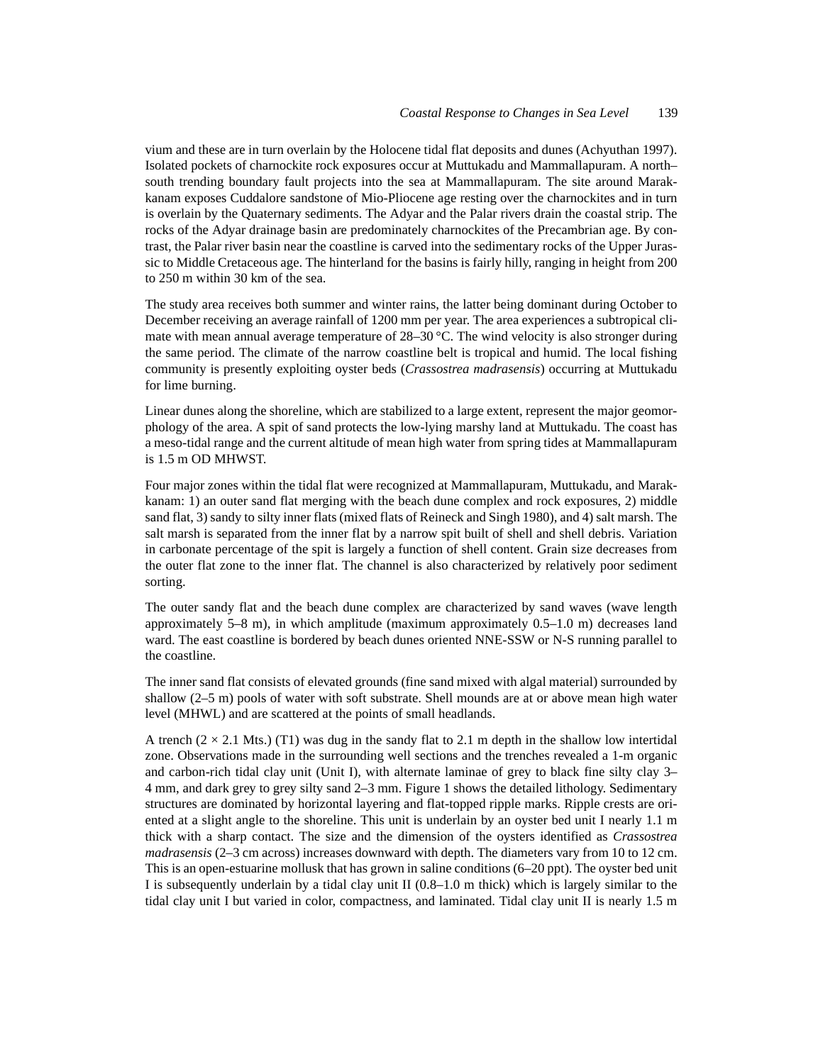vium and these are in turn overlain by the Holocene tidal flat deposits and dunes (Achyuthan 1997). Isolated pockets of charnockite rock exposures occur at Muttukadu and Mammallapuram. A north–south trending boundary fault projects into the sea at Mammallapuram. The site around Marakkanam exposes Cuddalore sandstone of Mio-Pliocene age resting over the charnockites and in turn is overlain by the Quaternary sediments. The Adyar and the Palar rivers drain the coastal strip. The rocks of the Adyar drainage basin are predominately charnockites of the Precambrian age. By contrast, the Palar river basin near the coastline is carved into the sedimentary rocks of the Upper Jurassic to Middle Cretaceous age. The hinterland for the basins is fairly hilly, ranging in height from 200 to 250 m within 30 km of the sea.

The study area receives both summer and winter rains, the latter being dominant during October to December receiving an average rainfall of 1200 mm per year. The area experiences a subtropical climate with mean annual average temperature of 28–30 °C. The wind velocity is also stronger during the same period. The climate of the narrow coastline belt is tropical and humid. The local fishing community is presently exploiting oyster beds (*Crassostrea madrasensis*) occurring at Muttukadu for lime burning.

Linear dunes along the shoreline, which are stabilized to a large extent, represent the major geomorphology of the area. A spit of sand protects the low-lying marshy land at Muttukadu. The coast has a meso-tidal range and the current altitude of mean high water from spring tides at Mammallapuram is 1.5 m OD MHWST.

Four major zones within the tidal flat were recognized at Mammallapuram, Muttukadu, and Marakkanam: 1) an outer sand flat merging with the beach dune complex and rock exposures, 2) middle sand flat, 3) sandy to silty inner flats (mixed flats of Reineck and Singh 1980), and 4) salt marsh. The salt marsh is separated from the inner flat by a narrow spit built of shell and shell debris. Variation in carbonate percentage of the spit is largely a function of shell content. Grain size decreases from the outer flat zone to the inner flat. The channel is also characterized by relatively poor sediment sorting.

The outer sandy flat and the beach dune complex are characterized by sand waves (wave length approximately 5–8 m), in which amplitude (maximum approximately 0.5–1.0 m) decreases land ward. The east coastline is bordered by beach dunes oriented NNE-SSW or N-S running parallel to the coastline.

The inner sand flat consists of elevated grounds (fine sand mixed with algal material) surrounded by shallow (2–5 m) pools of water with soft substrate. Shell mounds are at or above mean high water level (MHWL) and are scattered at the points of small headlands.

A trench (2 × 2.1 Mts.) (T1) was dug in the sandy flat to 2.1 m depth in the shallow low intertidal zone. Observations made in the surrounding well sections and the trenches revealed a 1-m organic and carbon-rich tidal clay unit (Unit I), with alternate laminae of grey to black fine silty clay 3–4 mm, and dark grey to grey silty sand 2–3 mm. Figure 1 shows the detailed lithology. Sedimentary structures are dominated by horizontal layering and flat-topped ripple marks. Ripple crests are oriented at a slight angle to the shoreline. This unit is underlain by an oyster bed unit I nearly 1.1 m thick with a sharp contact. The size and the dimension of the oysters identified as *Crassostrea madrasensis* (2–3 cm across) increases downward with depth. The diameters vary from 10 to 12 cm. This is an open-estuarine mollusk that has grown in saline conditions (6–20 ppt). The oyster bed unit I is subsequently underlain by a tidal clay unit II (0.8–1.0 m thick) which is largely similar to the tidal clay unit I but varied in color, compactness, and laminated. Tidal clay unit II is nearly 1.5 m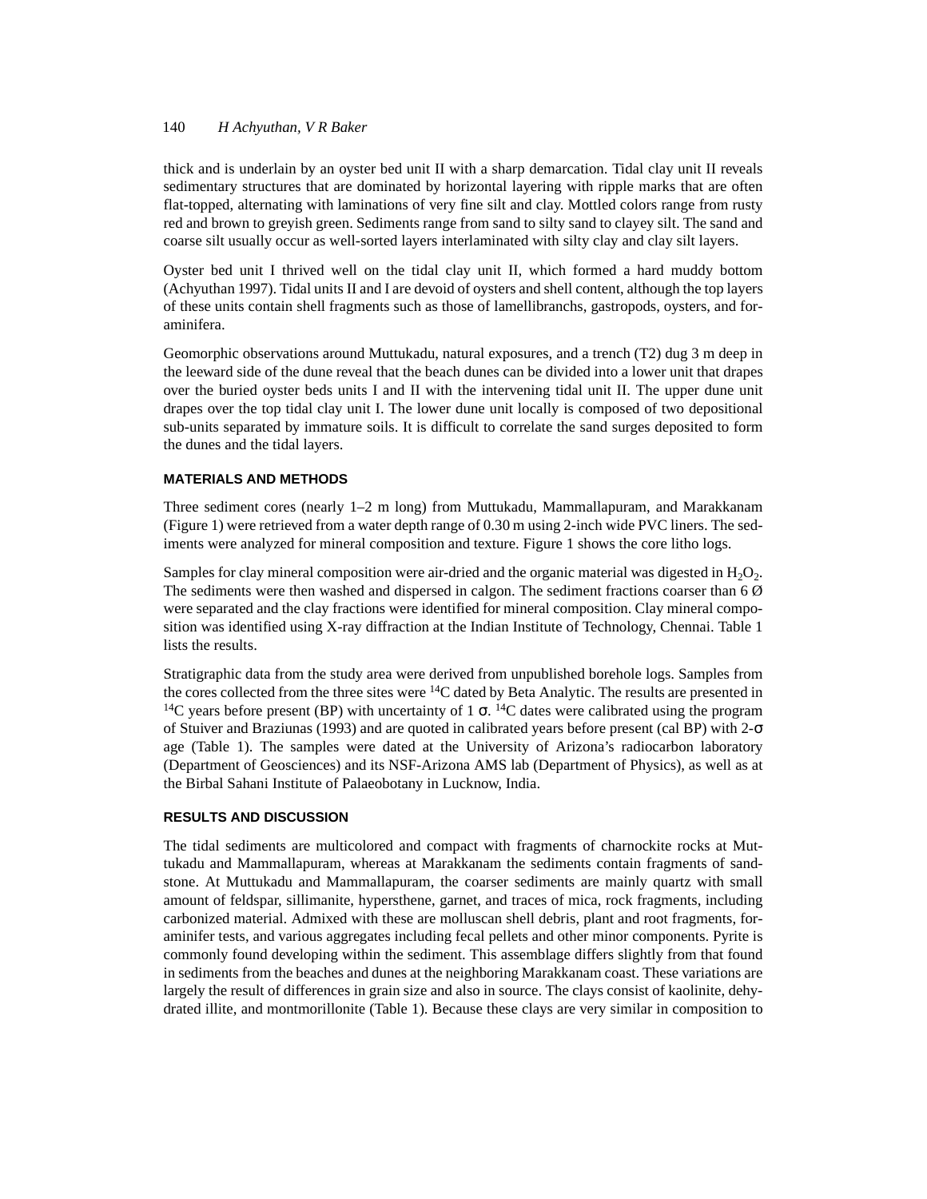thick and is underlain by an oyster bed unit II with a sharp demarcation. Tidal clay unit II reveals sedimentary structures that are dominated by horizontal layering with ripple marks that are often flat-topped, alternating with laminations of very fine silt and clay. Mottled colors range from rusty red and brown to greyish green. Sediments range from sand to silty sand to clayey silt. The sand and coarse silt usually occur as well-sorted layers interlaminated with silty clay and clay silt layers.

Oyster bed unit I thrived well on the tidal clay unit II, which formed a hard muddy bottom (Achyuthan 1997). Tidal units II and I are devoid of oysters and shell content, although the top layers of these units contain shell fragments such as those of lamellibranchs, gastropods, oysters, and foraminifera.

Geomorphic observations around Muttukadu, natural exposures, and a trench (T2) dug 3 m deep in the leeward side of the dune reveal that the beach dunes can be divided into a lower unit that drapes over the buried oyster beds units I and II with the intervening tidal unit II. The upper dune unit drapes over the top tidal clay unit I. The lower dune unit locally is composed of two depositional sub-units separated by immature soils. It is difficult to correlate the sand surges deposited to form the dunes and the tidal layers.

## MATERIALS AND METHODS

Three sediment cores (nearly 1–2 m long) from Muttukadu, Mammallapuram, and Marakkanam (Figure 1) were retrieved from a water depth range of 0.30 m using 2-inch wide PVC liners. The sediments were analyzed for mineral composition and texture. Figure 1 shows the core litho logs.

Samples for clay mineral composition were air-dried and the organic material was digested in $H_2O_2$. The sediments were then washed and dispersed in calgon. The sediment fractions coarser than 6 Ø were separated and the clay fractions were identified for mineral composition. Clay mineral composition was identified using X-ray diffraction at the Indian Institute of Technology, Chennai. Table 1 lists the results.

Stratigraphic data from the study area were derived from unpublished borehole logs. Samples from the cores collected from the three sites were $^{14}C$ dated by Beta Analytic. The results are presented in $^{14}C$ years before present (BP) with uncertainty of 1 $\sigma$. $^{14}C$ dates were calibrated using the program of Stuiver and Braziunas (1993) and are quoted in calibrated years before present (cal BP) with 2-$\sigma$ age (Table 1). The samples were dated at the University of Arizona's radiocarbon laboratory (Department of Geosciences) and its NSF-Arizona AMS lab (Department of Physics), as well as at the Birbal Sahani Institute of Palaeobotany in Lucknow, India.

## RESULTS AND DISCUSSION

The tidal sediments are multicolored and compact with fragments of charnockite rocks at Muttukadu and Mammallapuram, whereas at Marakkanam the sediments contain fragments of sandstone. At Muttukadu and Mammallapuram, the coarser sediments are mainly quartz with small amount of feldspar, sillimanite, hypersthene, garnet, and traces of mica, rock fragments, including carbonized material. Admixed with these are molluscan shell debris, plant and root fragments, foraminifer tests, and various aggregates including fecal pellets and other minor components. Pyrite is commonly found developing within the sediment. This assemblage differs slightly from that found in sediments from the beaches and dunes at the neighboring Marakkanam coast. These variations are largely the result of differences in grain size and also in source. The clays consist of kaolinite, dehydrated illite, and montmorillonite (Table 1). Because these clays are very similar in composition to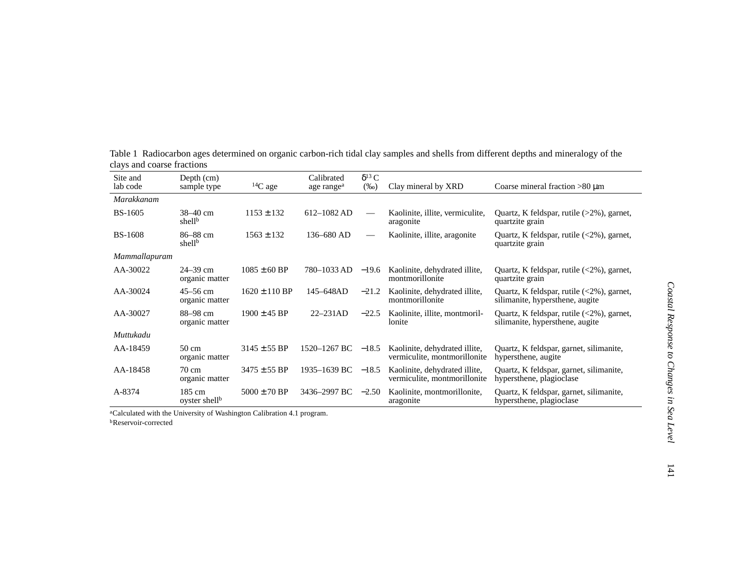Table 1 Radiocarbon ages determined on organic carbon-rich tidal clay samples and shells from different depths and mineralogy of the clays and coarse fractions

| Site and lab code | Depth (cm) sample type | $^{14}C$ age | Calibrated age range[a] | $\delta^{13}C$ (‰) | Clay mineral by XRD | Coarse mineral fraction >80 μm |
|---|---|---|---|---|---|---|
| *Marakkanam* | | | | | | |
| BS-1605 | 38–40 cm shell[b] | 1153 ± 132 | 612–1082 AD | — | Kaolinite, illite, vermiculite, aragonite | Quartz, K feldspar, rutile (>2%), garnet, quartzite grain |
| BS-1608 | 86–88 cm shell[b] | 1563 ± 132 | 136–680 AD | — | Kaolinite, illite, aragonite | Quartz, K feldspar, rutile (<2%), garnet, quartzite grain |
| *Mammallapuram* | | | | | | |
| AA-30022 | 24–39 cm organic matter | 1085 ± 60 BP | 780–1033 AD | −19.6 | Kaolinite, dehydrated illite, montmorillonite | Quartz, K feldspar, rutile (<2%), garnet, quartzite grain |
| AA-30024 | 45–56 cm organic matter | 1620 ± 110 BP | 145–648AD | −21.2 | Kaolinite, dehydrated illite, montmorillonite | Quartz, K feldspar, rutile (<2%), garnet, silimanite, hypersthene, augite |
| AA-30027 | 88–98 cm organic matter | 1900 ± 45 BP | 22–231AD | −22.5 | Kaolinite, illite, montmorillonite | Quartz, K feldspar, rutile (<2%), garnet, silimanite, hypersthene, augite |
| *Muttukadu* | | | | | | |
| AA-18459 | 50 cm organic matter | 3145 ± 55 BP | 1520–1267 BC | −18.5 | Kaolinite, dehydrated illite, vermiculite, montmorillonite | Quartz, K feldspar, garnet, silimanite, hypersthene, augite |
| AA-18458 | 70 cm organic matter | 3475 ± 55 BP | 1935–1639 BC | −18.5 | Kaolinite, dehydrated illite, vermiculite, montmorillonite | Quartz, K feldspar, garnet, silimanite, hypersthene, plagioclase |
| A-8374 | 185 cm oyster shell[b] | 5000 ± 70 BP | 3436–2997 BC | −2.50 | Kaolinite, montmorillonite, aragonite | Quartz, K feldspar, garnet, silimanite, hypersthene, plagioclase |

[a]Calculated with the University of Washington Calibration 4.1 program.
[b]Reservoir-corrected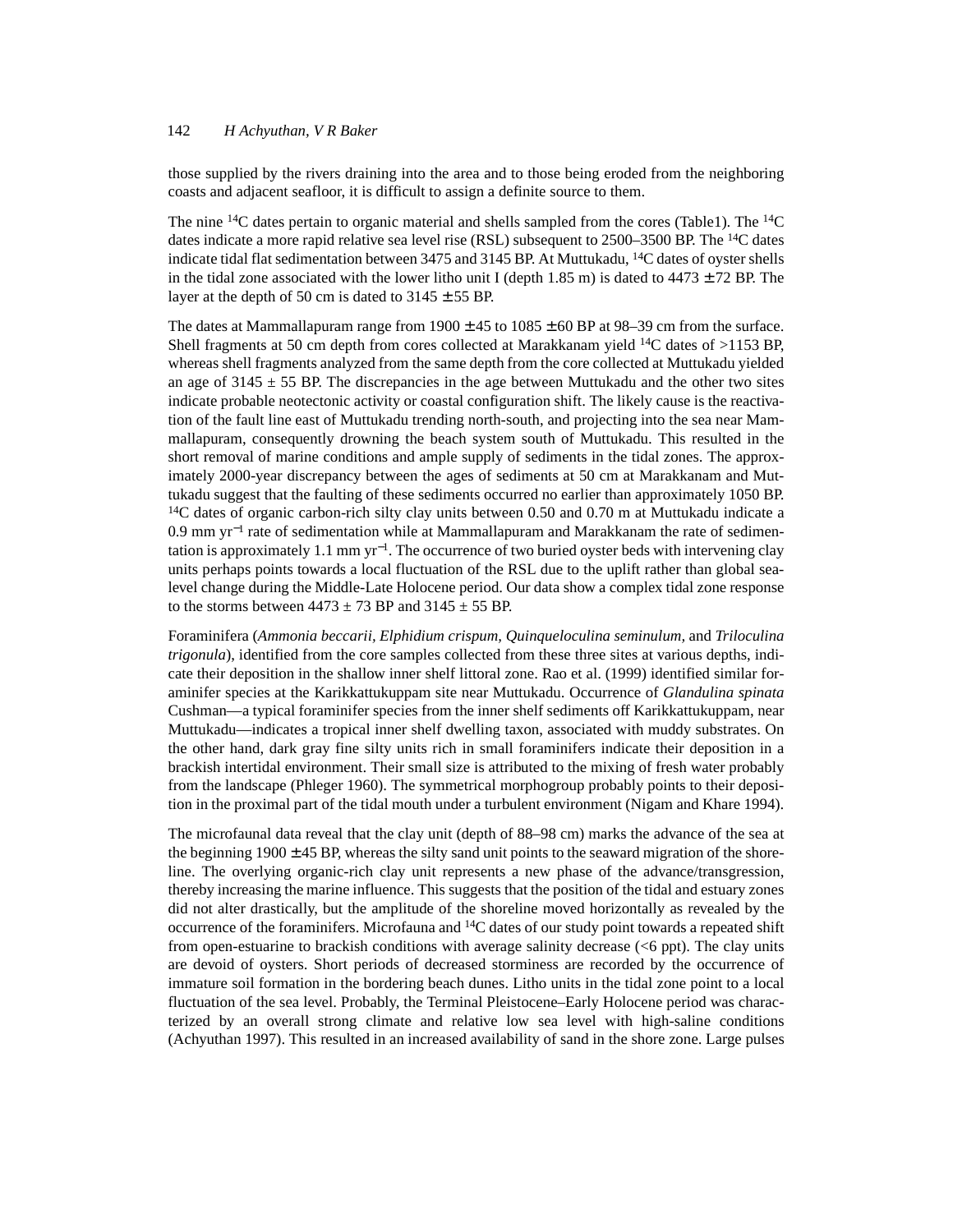those supplied by the rivers draining into the area and to those being eroded from the neighboring coasts and adjacent seafloor, it is difficult to assign a definite source to them.

The nine $^{14}C$ dates pertain to organic material and shells sampled from the cores (Table1). The $^{14}C$ dates indicate a more rapid relative sea level rise (RSL) subsequent to 2500–3500 BP. The $^{14}C$ dates indicate tidal flat sedimentation between 3475 and 3145 BP. At Muttukadu, $^{14}C$ dates of oyster shells in the tidal zone associated with the lower litho unit I (depth 1.85 m) is dated to 4473 ± 72 BP. The layer at the depth of 50 cm is dated to 3145 ± 55 BP.

The dates at Mammallapuram range from 1900 ± 45 to 1085 ± 60 BP at 98–39 cm from the surface. Shell fragments at 50 cm depth from cores collected at Marakkanam yield $^{14}C$ dates of >1153 BP, whereas shell fragments analyzed from the same depth from the core collected at Muttukadu yielded an age of 3145 ± 55 BP. The discrepancies in the age between Muttukadu and the other two sites indicate probable neotectonic activity or coastal configuration shift. The likely cause is the reactivation of the fault line east of Muttukadu trending north-south, and projecting into the sea near Mammallapuram, consequently drowning the beach system south of Muttukadu. This resulted in the short removal of marine conditions and ample supply of sediments in the tidal zones. The approximately 2000-year discrepancy between the ages of sediments at 50 cm at Marakkanam and Muttukadu suggest that the faulting of these sediments occurred no earlier than approximately 1050 BP. $^{14}C$ dates of organic carbon-rich silty clay units between 0.50 and 0.70 m at Muttukadu indicate a 0.9 mm $yr^{-1}$ rate of sedimentation while at Mammallapuram and Marakkanam the rate of sedimentation is approximately 1.1 mm $yr^{-1}$. The occurrence of two buried oyster beds with intervening clay units perhaps points towards a local fluctuation of the RSL due to the uplift rather than global sea-level change during the Middle-Late Holocene period. Our data show a complex tidal zone response to the storms between 4473 ± 73 BP and 3145 ± 55 BP.

Foraminifera (*Ammonia beccarii, Elphidium crispum, Quinqueloculina seminulum,* and *Triloculina trigonula*), identified from the core samples collected from these three sites at various depths, indicate their deposition in the shallow inner shelf littoral zone. Rao et al. (1999) identified similar foraminifer species at the Karikkattukuppam site near Muttukadu. Occurrence of *Glandulina spinata* Cushman—a typical foraminifer species from the inner shelf sediments off Karikkattukuppam, near Muttukadu—indicates a tropical inner shelf dwelling taxon, associated with muddy substrates. On the other hand, dark gray fine silty units rich in small foraminifers indicate their deposition in a brackish intertidal environment. Their small size is attributed to the mixing of fresh water probably from the landscape (Phleger 1960). The symmetrical morphogroup probably points to their deposition in the proximal part of the tidal mouth under a turbulent environment (Nigam and Khare 1994).

The microfaunal data reveal that the clay unit (depth of 88–98 cm) marks the advance of the sea at the beginning 1900 ± 45 BP, whereas the silty sand unit points to the seaward migration of the shoreline. The overlying organic-rich clay unit represents a new phase of the advance/transgression, thereby increasing the marine influence. This suggests that the position of the tidal and estuary zones did not alter drastically, but the amplitude of the shoreline moved horizontally as revealed by the occurrence of the foraminifers. Microfauna and $^{14}C$ dates of our study point towards a repeated shift from open-estuarine to brackish conditions with average salinity decrease (<6 ppt). The clay units are devoid of oysters. Short periods of decreased storminess are recorded by the occurrence of immature soil formation in the bordering beach dunes. Litho units in the tidal zone point to a local fluctuation of the sea level. Probably, the Terminal Pleistocene–Early Holocene period was characterized by an overall strong climate and relative low sea level with high-saline conditions (Achyuthan 1997). This resulted in an increased availability of sand in the shore zone. Large pulses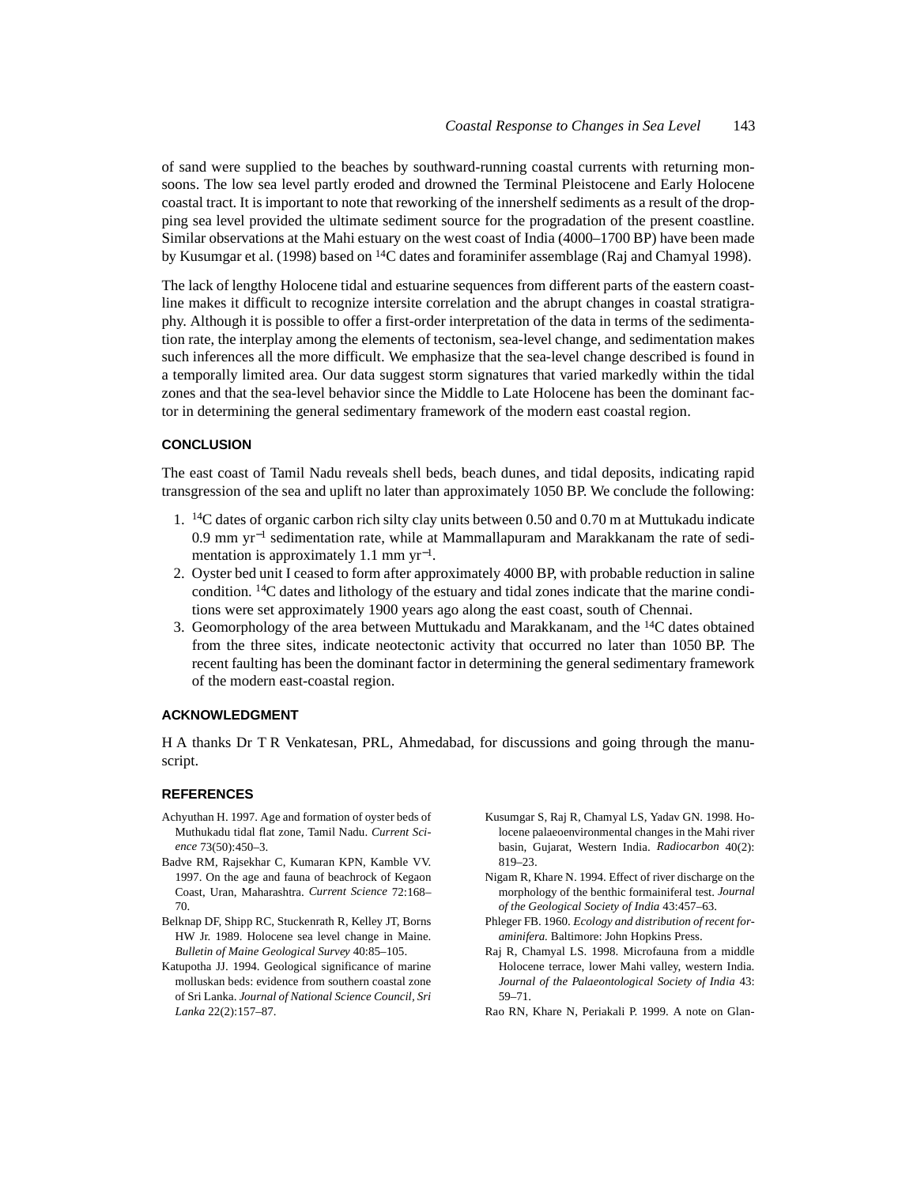of sand were supplied to the beaches by southward-running coastal currents with returning monsoons. The low sea level partly eroded and drowned the Terminal Pleistocene and Early Holocene coastal tract. It is important to note that reworking of the innershelf sediments as a result of the dropping sea level provided the ultimate sediment source for the progradation of the present coastline. Similar observations at the Mahi estuary on the west coast of India (4000–1700 BP) have been made by Kusumgar et al. (1998) based on $^{14}$C dates and foraminifer assemblage (Raj and Chamyal 1998).

The lack of lengthy Holocene tidal and estuarine sequences from different parts of the eastern coastline makes it difficult to recognize intersite correlation and the abrupt changes in coastal stratigraphy. Although it is possible to offer a first-order interpretation of the data in terms of the sedimentation rate, the interplay among the elements of tectonism, sea-level change, and sedimentation makes such inferences all the more difficult. We emphasize that the sea-level change described is found in a temporally limited area. Our data suggest storm signatures that varied markedly within the tidal zones and that the sea-level behavior since the Middle to Late Holocene has been the dominant factor in determining the general sedimentary framework of the modern east coastal region.

## CONCLUSION

The east coast of Tamil Nadu reveals shell beds, beach dunes, and tidal deposits, indicating rapid transgression of the sea and uplift no later than approximately 1050 BP. We conclude the following:

1. $^{14}$C dates of organic carbon rich silty clay units between 0.50 and 0.70 m at Muttukadu indicate 0.9 mm yr$^{-1}$ sedimentation rate, while at Mammallapuram and Marakkanam the rate of sedimentation is approximately 1.1 mm yr$^{-1}$.
2. Oyster bed unit I ceased to form after approximately 4000 BP, with probable reduction in saline condition. $^{14}$C dates and lithology of the estuary and tidal zones indicate that the marine conditions were set approximately 1900 years ago along the east coast, south of Chennai.
3. Geomorphology of the area between Muttukadu and Marakkanam, and the $^{14}$C dates obtained from the three sites, indicate neotectonic activity that occurred no later than 1050 BP. The recent faulting has been the dominant factor in determining the general sedimentary framework of the modern east-coastal region.

## ACKNOWLEDGMENT

H A thanks Dr T R Venkatesan, PRL, Ahmedabad, for discussions and going through the manuscript.

## REFERENCES

Achyuthan H. 1997. Age and formation of oyster beds of Muthukadu tidal flat zone, Tamil Nadu. *Current Science* 73(50):450–3.

Badve RM, Rajsekhar C, Kumaran KPN, Kamble VV. 1997. On the age and fauna of beachrock of Kegaon Coast, Uran, Maharashtra. *Current Science* 72:168–70.

Belknap DF, Shipp RC, Stuckenrath R, Kelley JT, Borns HW Jr. 1989. Holocene sea level change in Maine. *Bulletin of Maine Geological Survey* 40:85–105.

Katupotha JJ. 1994. Geological significance of marine molluskan beds: evidence from southern coastal zone of Sri Lanka. *Journal of National Science Council, Sri Lanka* 22(2):157–87.

Kusumgar S, Raj R, Chamyal LS, Yadav GN. 1998. Holocene palaeoenvironmental changes in the Mahi river basin, Gujarat, Western India. *Radiocarbon* 40(2): 819–23.

Nigam R, Khare N. 1994. Effect of river discharge on the morphology of the benthic formainiferal test. *Journal of the Geological Society of India* 43:457–63.

Phleger FB. 1960. *Ecology and distribution of recent foraminifera.* Baltimore: John Hopkins Press.

Raj R, Chamyal LS. 1998. Microfauna from a middle Holocene terrace, lower Mahi valley, western India. *Journal of the Palaeontological Society of India* 43: 59–71.

Rao RN, Khare N, Periakali P. 1999. A note on Glan-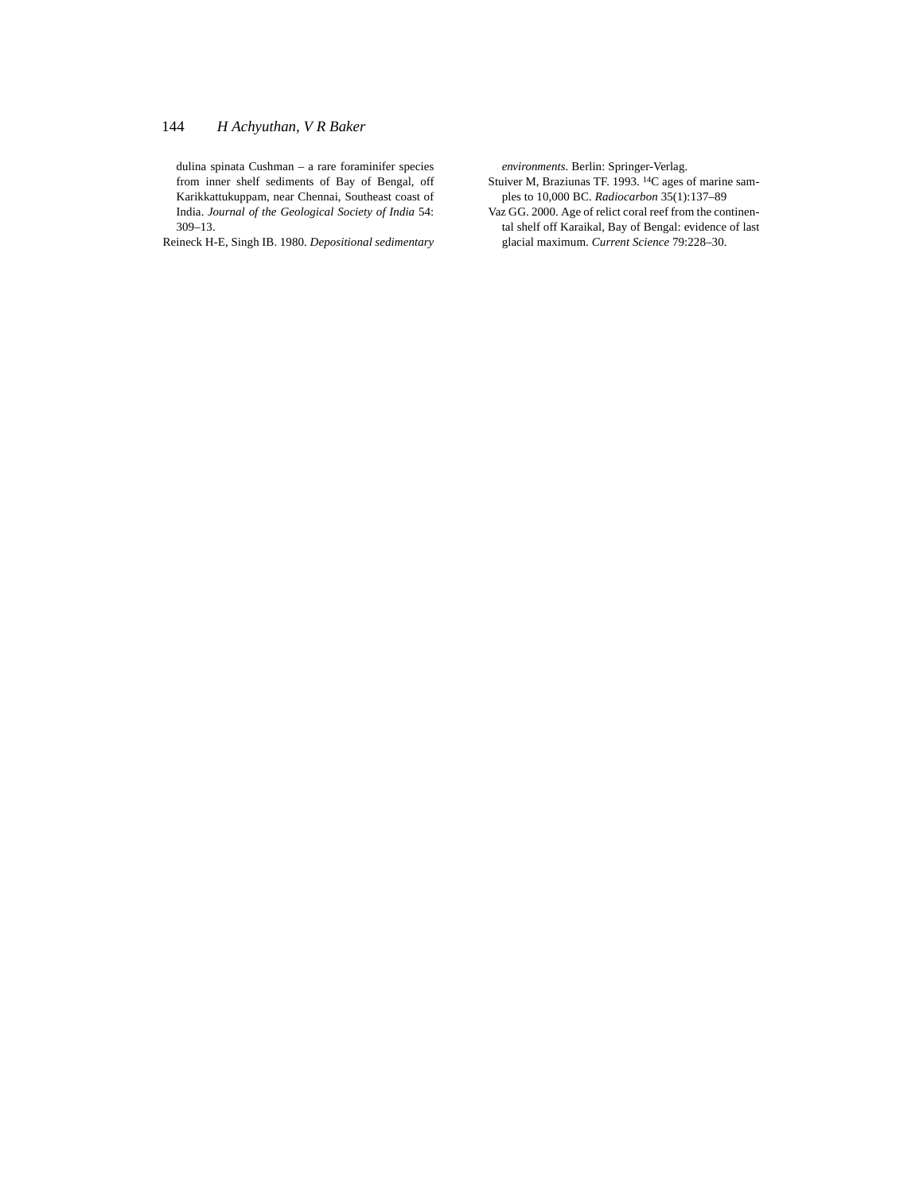dulina spinata Cushman – a rare foraminifer species from inner shelf sediments of Bay of Bengal, off Karikkattukuppam, near Chennai, Southeast coast of India. *Journal of the Geological Society of India* 54: 309–13.

Reineck H-E, Singh IB. 1980. *Depositional sedimentary environments*. Berlin: Springer-Verlag.

Stuiver M, Braziunas TF. 1993. $^{14}C$ ages of marine samples to 10,000 BC. *Radiocarbon* 35(1):137–89

Vaz GG. 2000. Age of relict coral reef from the continental shelf off Karaikal, Bay of Bengal: evidence of last glacial maximum. *Current Science* 79:228–30.